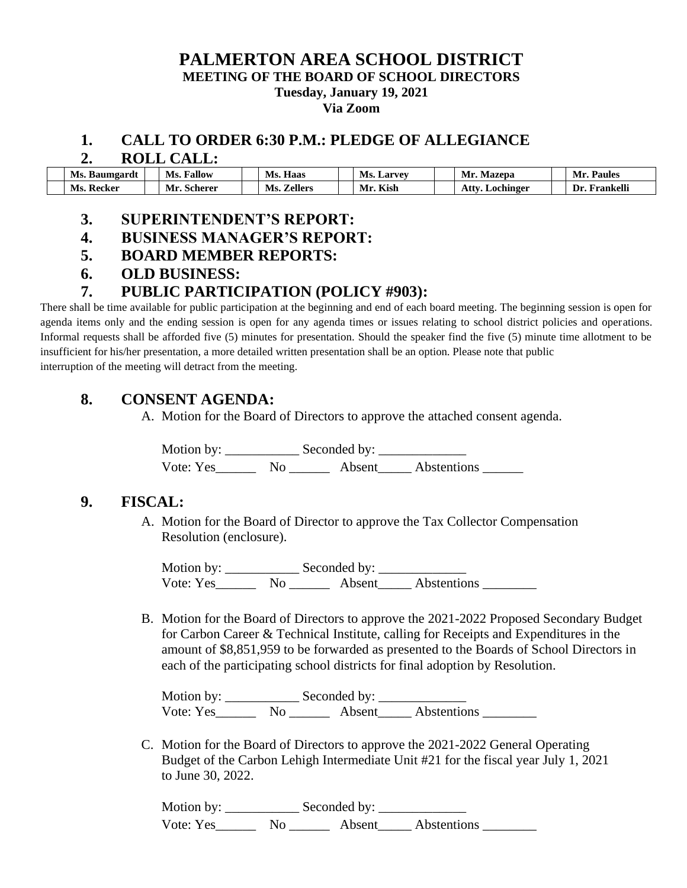# PALMERTON AREA SCHOOL DISTRICT

**MEETING OF THE BOARD OF SCHOOL DIRECTORS**

**Tuesday, January 19, 2021**

**Via Zoom**

## 1. CALL TO ORDER 6:30 P.M.: PLEDGE OF ALLEGIANCE

## 2. ROLL CALL:

| | | | | | | | | | | | |
|---|---|---|---|---|---|---|---|---|---|---|---|
| | **Ms. Baumgardt** | | **Ms. Fallow** | | **Ms. Haas** | | **Ms. Larvey** | | **Mr. Mazepa** | | **Mr. Paules** |
| | **Ms. Recker** | | **Mr. Scherer** | | **Ms. Zellers** | | **Mr. Kish** | | **Atty. Lochinger** | | **Dr. Frankelli** |

## 3. SUPERINTENDENT'S REPORT:

## 4. BUSINESS MANAGER'S REPORT:

## 5. BOARD MEMBER REPORTS:

## 6. OLD BUSINESS:

## 7. PUBLIC PARTICIPATION (POLICY #903):

There shall be time available for public participation at the beginning and end of each board meeting. The beginning session is open for agenda items only and the ending session is open for any agenda times or issues relating to school district policies and operations. Informal requests shall be afforded five (5) minutes for presentation. Should the speaker find the five (5) minute time allotment to be insufficient for his/her presentation, a more detailed written presentation shall be an option. Please note that public interruption of the meeting will detract from the meeting.

## 8. CONSENT AGENDA:

A. Motion for the Board of Directors to approve the attached consent agenda.

Motion by: ___________ Seconded by: _____________
Vote: Yes______ No ______ Absent_____ Abstentions ______

## 9. FISCAL:

A. Motion for the Board of Director to approve the Tax Collector Compensation Resolution (enclosure).

Motion by: ___________ Seconded by: _____________
Vote: Yes______ No ______ Absent_____ Abstentions ________

B. Motion for the Board of Directors to approve the 2021-2022 Proposed Secondary Budget for Carbon Career & Technical Institute, calling for Receipts and Expenditures in the amount of $8,851,959 to be forwarded as presented to the Boards of School Directors in each of the participating school districts for final adoption by Resolution.

Motion by: ___________ Seconded by: _____________
Vote: Yes______ No ______ Absent_____ Abstentions ________

C. Motion for the Board of Directors to approve the 2021-2022 General Operating Budget of the Carbon Lehigh Intermediate Unit #21 for the fiscal year July 1, 2021 to June 30, 2022.

Motion by: ___________ Seconded by: _____________
Vote: Yes______ No ______ Absent_____ Abstentions ________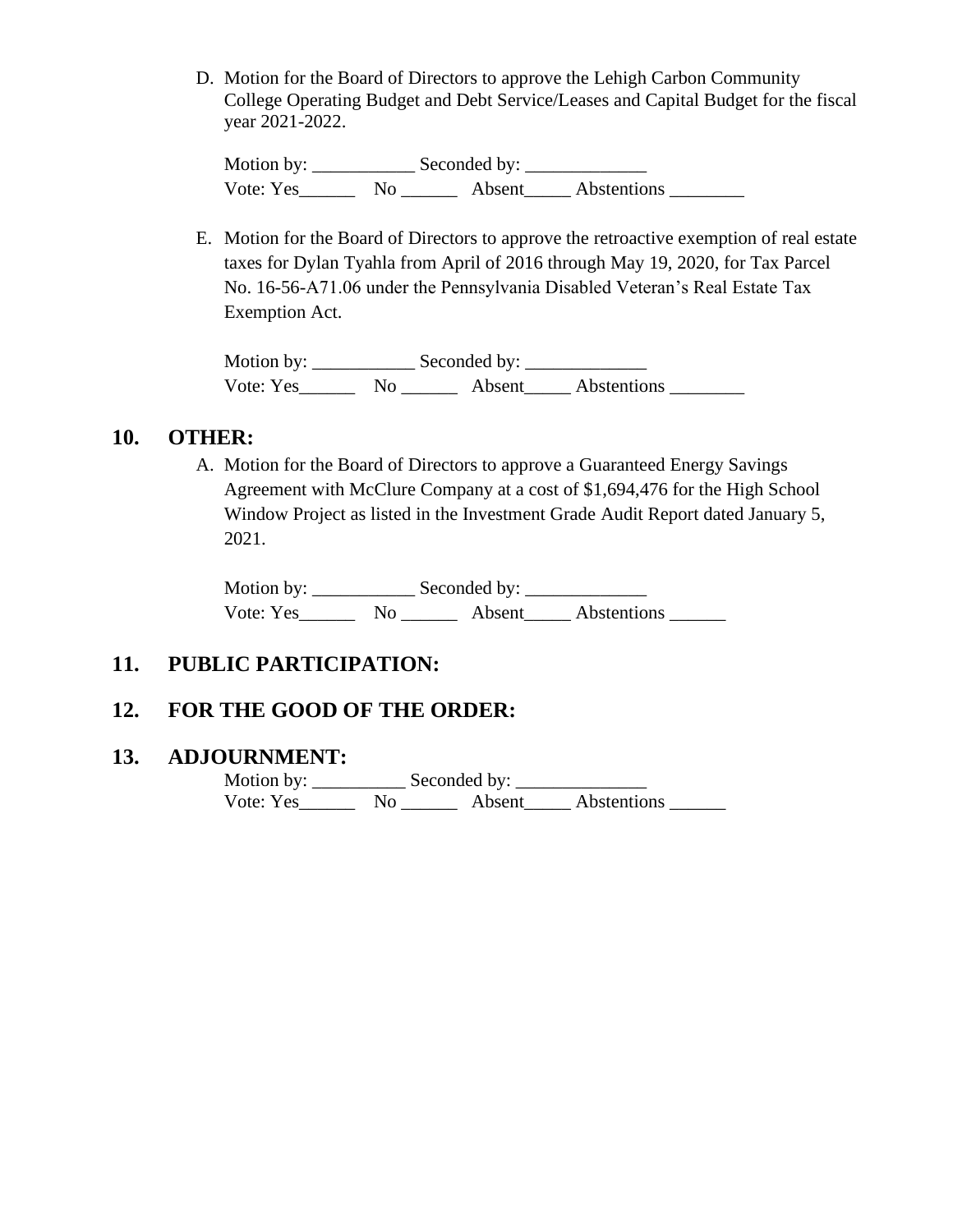D. Motion for the Board of Directors to approve the Lehigh Carbon Community College Operating Budget and Debt Service/Leases and Capital Budget for the fiscal year 2021-2022.

Motion by: ___________ Seconded by: _____________
Vote: Yes______ No ______ Absent_____ Abstentions ________

E. Motion for the Board of Directors to approve the retroactive exemption of real estate taxes for Dylan Tyahla from April of 2016 through May 19, 2020, for Tax Parcel No. 16-56-A71.06 under the Pennsylvania Disabled Veteran's Real Estate Tax Exemption Act.

Motion by: ___________ Seconded by: _____________
Vote: Yes______ No ______ Absent_____ Abstentions ________

## 10. OTHER:

A. Motion for the Board of Directors to approve a Guaranteed Energy Savings Agreement with McClure Company at a cost of $1,694,476 for the High School Window Project as listed in the Investment Grade Audit Report dated January 5, 2021.

Motion by: ___________ Seconded by: _____________
Vote: Yes______ No ______ Absent_____ Abstentions ______

## 11. PUBLIC PARTICIPATION:

## 12. FOR THE GOOD OF THE ORDER:

## 13. ADJOURNMENT:

Motion by: __________ Seconded by: ______________
Vote: Yes______ No ______ Absent_____ Abstentions ______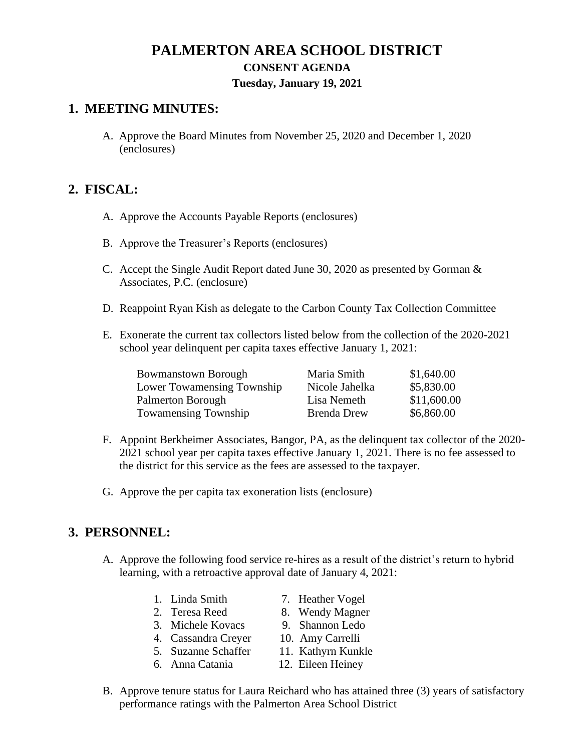# PALMERTON AREA SCHOOL DISTRICT

### CONSENT AGENDA

### Tuesday, January 19, 2021

## 1. MEETING MINUTES:

A. Approve the Board Minutes from November 25, 2020 and December 1, 2020 (enclosures)

## 2. FISCAL:

A. Approve the Accounts Payable Reports (enclosures)

B. Approve the Treasurer's Reports (enclosures)

C. Accept the Single Audit Report dated June 30, 2020 as presented by Gorman & Associates, P.C. (enclosure)

D. Reappoint Ryan Kish as delegate to the Carbon County Tax Collection Committee

E. Exonerate the current tax collectors listed below from the collection of the 2020-2021 school year delinquent per capita taxes effective January 1, 2021:

| | | |
|---|---|---|
| Bowmanstown Borough | Maria Smith | \$1,640.00 |
| Lower Towamensing Township | Nicole Jahelka | \$5,830.00 |
| Palmerton Borough | Lisa Nemeth | \$11,600.00 |
| Towamensing Township | Brenda Drew | \$6,860.00 |

F. Appoint Berkheimer Associates, Bangor, PA, as the delinquent tax collector of the 2020-2021 school year per capita taxes effective January 1, 2021. There is no fee assessed to the district for this service as the fees are assessed to the taxpayer.

G. Approve the per capita tax exoneration lists (enclosure)

## 3. PERSONNEL:

A. Approve the following food service re-hires as a result of the district's return to hybrid learning, with a retroactive approval date of January 4, 2021:

1. Linda Smith
2. Teresa Reed
3. Michele Kovacs
4. Cassandra Creyer
5. Suzanne Schaffer
6. Anna Catania
7. Heather Vogel
8. Wendy Magner
9. Shannon Ledo
10. Amy Carrelli
11. Kathyrn Kunkle
12. Eileen Heiney

B. Approve tenure status for Laura Reichard who has attained three (3) years of satisfactory performance ratings with the Palmerton Area School District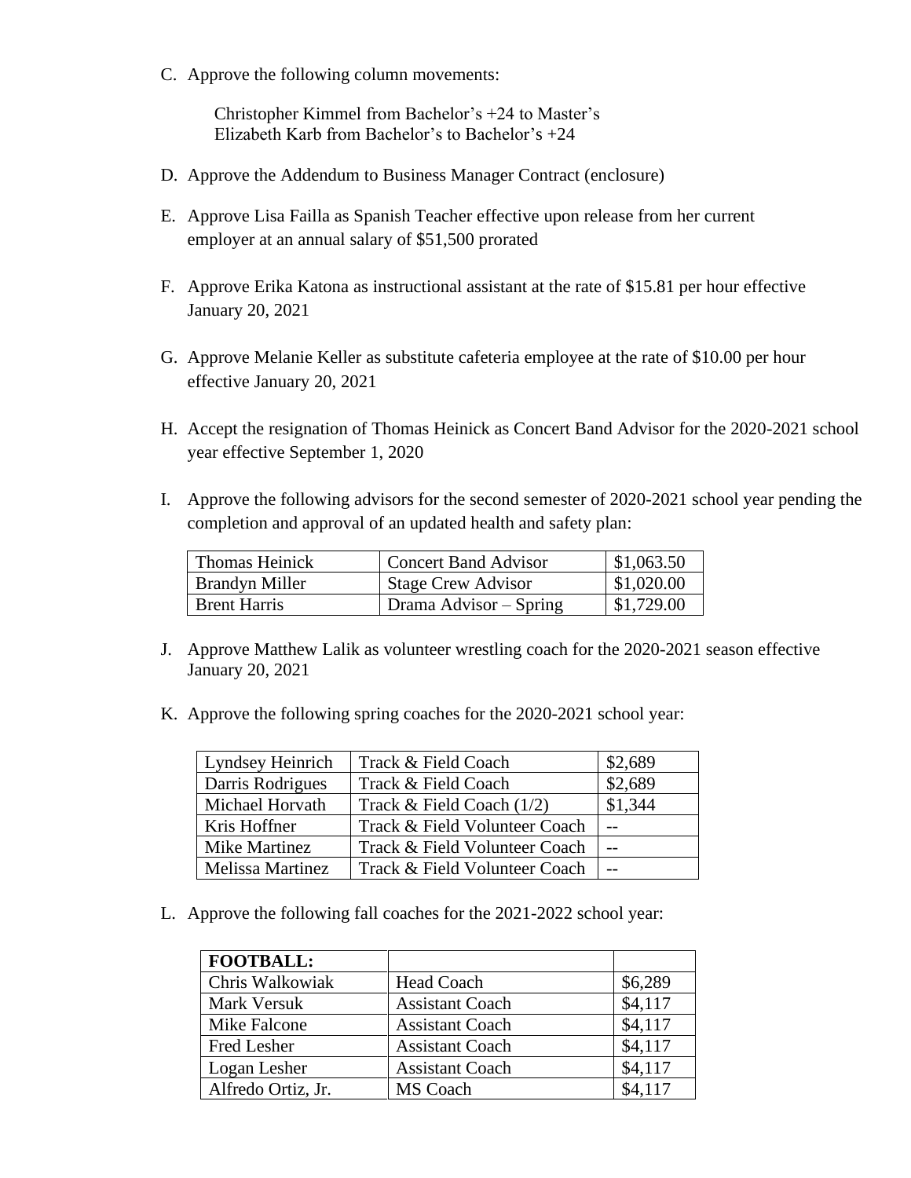C. Approve the following column movements:

   Christopher Kimmel from Bachelor's +24 to Master's
   Elizabeth Karb from Bachelor's to Bachelor's +24

D. Approve the Addendum to Business Manager Contract (enclosure)

E. Approve Lisa Failla as Spanish Teacher effective upon release from her current employer at an annual salary of $51,500 prorated

F. Approve Erika Katona as instructional assistant at the rate of $15.81 per hour effective January 20, 2021

G. Approve Melanie Keller as substitute cafeteria employee at the rate of $10.00 per hour effective January 20, 2021

H. Accept the resignation of Thomas Heinick as Concert Band Advisor for the 2020-2021 school year effective September 1, 2020

I. Approve the following advisors for the second semester of 2020-2021 school year pending the completion and approval of an updated health and safety plan:

| Thomas Heinick | Concert Band Advisor | $1,063.50 |
|---|---|---|
| Brandyn Miller | Stage Crew Advisor | $1,020.00 |
| Brent Harris | Drama Advisor – Spring | $1,729.00 |

J. Approve Matthew Lalik as volunteer wrestling coach for the 2020-2021 season effective January 20, 2021

K. Approve the following spring coaches for the 2020-2021 school year:

| Lyndsey Heinrich | Track & Field Coach | $2,689 |
|---|---|---|
| Darris Rodrigues | Track & Field Coach | $2,689 |
| Michael Horvath | Track & Field Coach (1/2) | $1,344 |
| Kris Hoffner | Track & Field Volunteer Coach | -- |
| Mike Martinez | Track & Field Volunteer Coach | -- |
| Melissa Martinez | Track & Field Volunteer Coach | -- |

L. Approve the following fall coaches for the 2021-2022 school year:

| **FOOTBALL:** | | |
|---|---|---|
| Chris Walkowiak | Head Coach | $6,289 |
| Mark Versuk | Assistant Coach | $4,117 |
| Mike Falcone | Assistant Coach | $4,117 |
| Fred Lesher | Assistant Coach | $4,117 |
| Logan Lesher | Assistant Coach | $4,117 |
| Alfredo Ortiz, Jr. | MS Coach | $4,117 |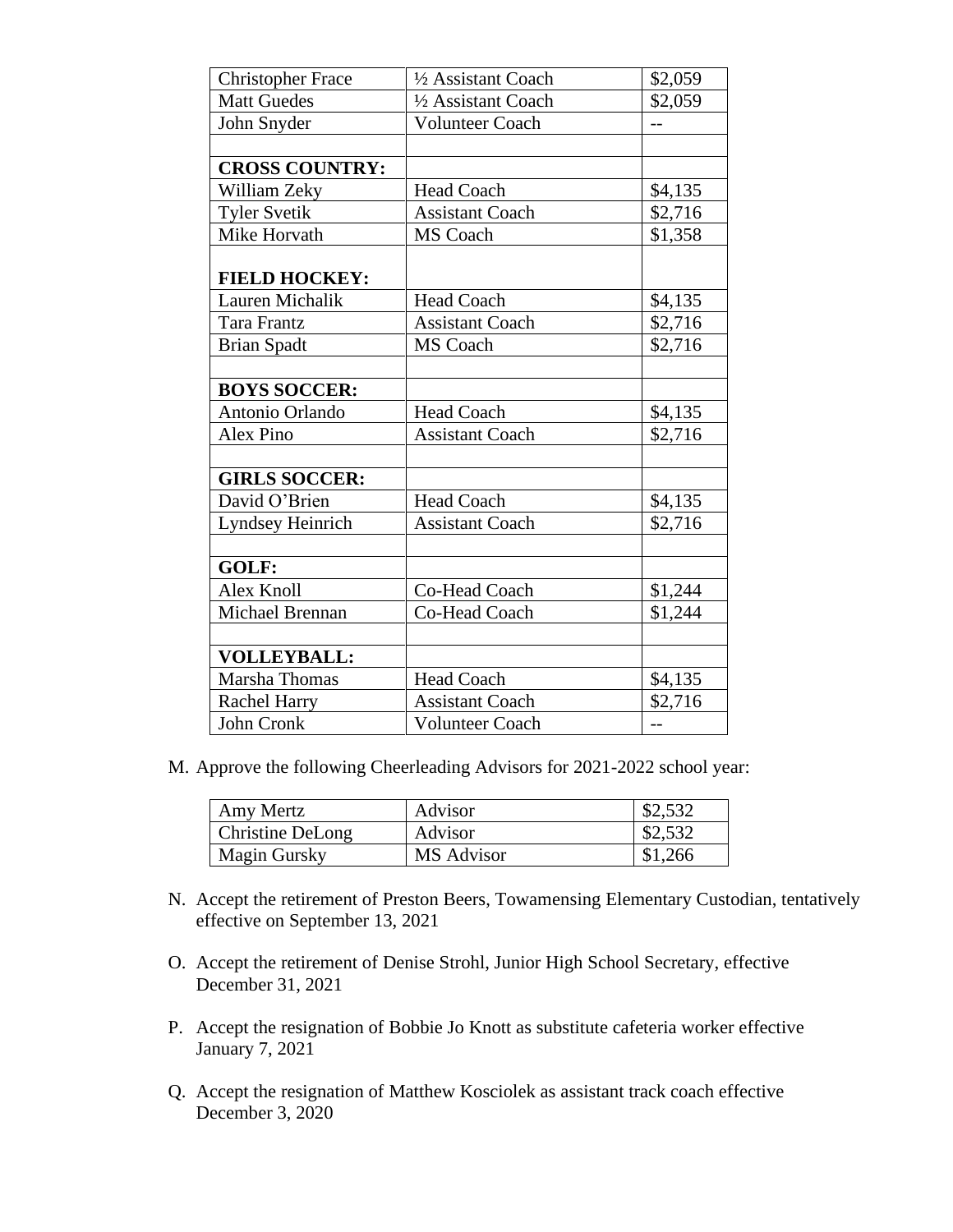| Christopher Frace | ½ Assistant Coach | $2,059 |
|---|---|---|
| Matt Guedes | ½ Assistant Coach | $2,059 |
| John Snyder | Volunteer Coach | -- |
| | | |
| **CROSS COUNTRY:** | | |
| William Zeky | Head Coach | $4,135 |
| Tyler Svetik | Assistant Coach | $2,716 |
| Mike Horvath | MS Coach | $1,358 |
| **FIELD HOCKEY:** | | |
| Lauren Michalik | Head Coach | $4,135 |
| Tara Frantz | Assistant Coach | $2,716 |
| Brian Spadt | MS Coach | $2,716 |
| | | |
| **BOYS SOCCER:** | | |
| Antonio Orlando | Head Coach | $4,135 |
| Alex Pino | Assistant Coach | $2,716 |
| | | |
| **GIRLS SOCCER:** | | |
| David O'Brien | Head Coach | $4,135 |
| Lyndsey Heinrich | Assistant Coach | $2,716 |
| | | |
| **GOLF:** | | |
| Alex Knoll | Co-Head Coach | $1,244 |
| Michael Brennan | Co-Head Coach | $1,244 |
| | | |
| **VOLLEYBALL:** | | |
| Marsha Thomas | Head Coach | $4,135 |
| Rachel Harry | Assistant Coach | $2,716 |
| John Cronk | Volunteer Coach | -- |

M. Approve the following Cheerleading Advisors for 2021-2022 school year:

| Amy Mertz | Advisor | $2,532 |
|---|---|---|
| Christine DeLong | Advisor | $2,532 |
| Magin Gursky | MS Advisor | $1,266 |

N. Accept the retirement of Preston Beers, Towamensing Elementary Custodian, tentatively effective on September 13, 2021

O. Accept the retirement of Denise Strohl, Junior High School Secretary, effective December 31, 2021

P. Accept the resignation of Bobbie Jo Knott as substitute cafeteria worker effective January 7, 2021

Q. Accept the resignation of Matthew Kosciolek as assistant track coach effective December 3, 2020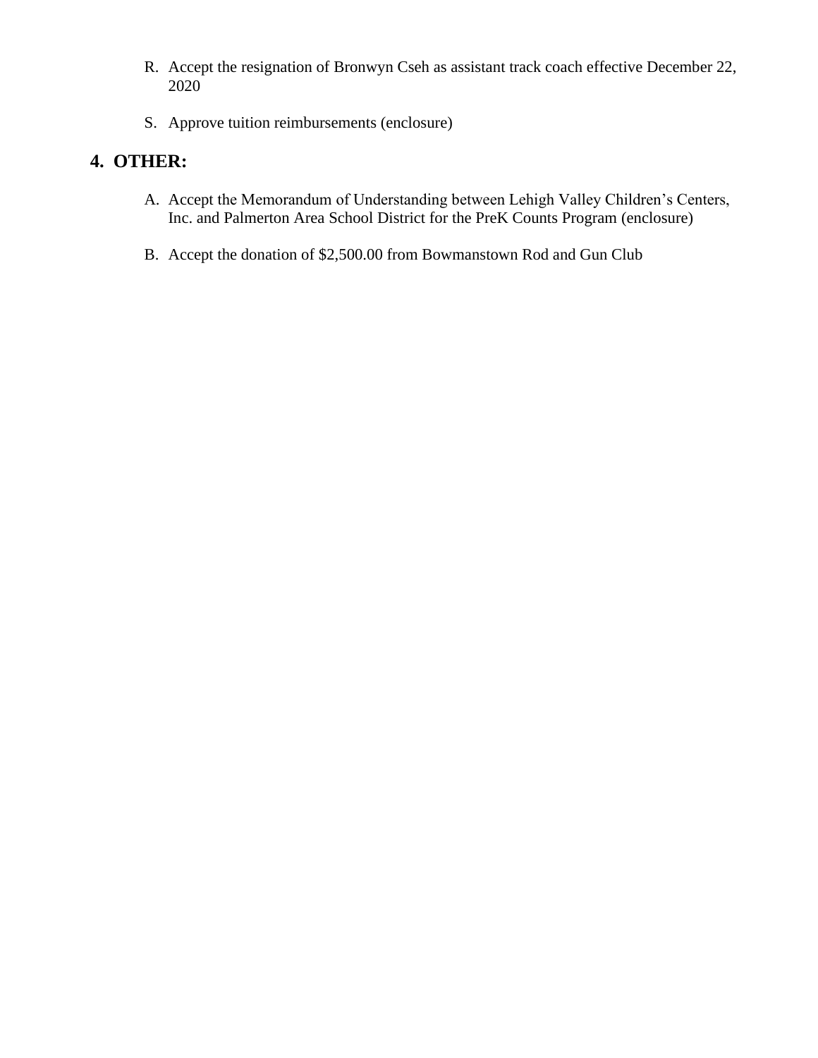R. Accept the resignation of Bronwyn Cseh as assistant track coach effective December 22, 2020

S. Approve tuition reimbursements (enclosure)

## 4. OTHER:

A. Accept the Memorandum of Understanding between Lehigh Valley Children's Centers, Inc. and Palmerton Area School District for the PreK Counts Program (enclosure)

B. Accept the donation of $2,500.00 from Bowmanstown Rod and Gun Club